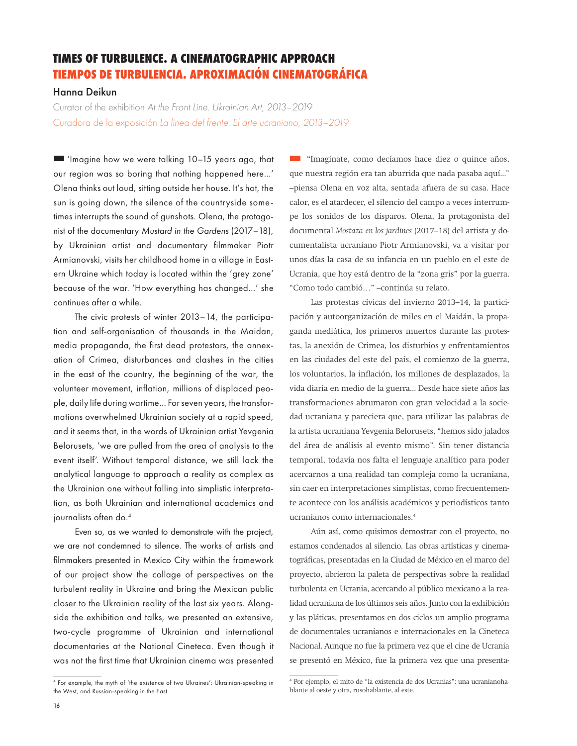# TIMES OF TURBULENCE. A CINEMATOGRAPHIC APPROACH

# TIEMPOS DE TURBULENCIA. APROXIMACIÓN CINEMATOGRÁFICA

**Hanna Deikun**

Curator of the exhibition *At the Front Line. Ukrainian Art, 2013–2019*

Curadora de la exposición *La línea del frente. El arte ucraniano, 2013–2019*

'Imagine how we were talking 10–15 years ago, that our region was so boring that nothing happened here...' Olena thinks out loud, sitting outside her house. It's hot, the sun is going down, the silence of the countryside sometimes interrupts the sound of gunshots. Olena, the protagonist of the documentary *Mustard in the Gardens* (2017–18), by Ukrainian artist and documentary filmmaker Piotr Armianovski, visits her childhood home in a village in Eastern Ukraine which today is located within the 'grey zone' because of the war. 'How everything has changed...' she continues after a while.

The civic protests of winter 2013–14, the participation and self-organisation of thousands in the Maidan, media propaganda, the first dead protestors, the annexation of Crimea, disturbances and clashes in the cities in the east of the country, the beginning of the war, the volunteer movement, inflation, millions of displaced people, daily life during wartime... For seven years, the transformations overwhelmed Ukrainian society at a rapid speed, and it seems that, in the words of Ukrainian artist Yevgenia Belorusets, 'we are pulled from the area of analysis to the event itself'. Without temporal distance, we still lack the analytical language to approach a reality as complex as the Ukrainian one without falling into simplistic interpretation, as both Ukrainian and international academics and journalists often do.[4]

Even so, as we wanted to demonstrate with the project, we are not condemned to silence. The works of artists and filmmakers presented in Mexico City within the framework of our project show the collage of perspectives on the turbulent reality in Ukraine and bring the Mexican public closer to the Ukrainian reality of the last six years. Alongside the exhibition and talks, we presented an extensive, two-cycle programme of Ukrainian and international documentaries at the National Cineteca. Even though it was not the first time that Ukrainian cinema was presented

[4] For example, the myth of 'the existence of two Ukraines': Ukrainian-speaking in the West, and Russian-speaking in the East.

"Imagínate, como decíamos hace diez o quince años, que nuestra región era tan aburrida que nada pasaba aquí..." –piensa Olena en voz alta, sentada afuera de su casa. Hace calor, es el atardecer, el silencio del campo a veces interrumpe los sonidos de los disparos. Olena, la protagonista del documental *Mostaza en los jardines* (2017–18) del artista y documentalista ucraniano Piotr Armianovski, va a visitar por unos días la casa de su infancia en un pueblo en el este de Ucrania, que hoy está dentro de la "zona gris" por la guerra. "Como todo cambió…" –continúa su relato.

Las protestas cívicas del invierno 2013–14, la participación y autoorganización de miles en el Maidán, la propaganda mediática, los primeros muertos durante las protestas, la anexión de Crimea, los disturbios y enfrentamientos en las ciudades del este del país, el comienzo de la guerra, los voluntarios, la inflación, los millones de desplazados, la vida diaria en medio de la guerra... Desde hace siete años las transformaciones abrumaron con gran velocidad a la sociedad ucraniana y pareciera que, para utilizar las palabras de la artista ucraniana Yevgenia Belorusets, "hemos sido jalados del área de análisis al evento mismo". Sin tener distancia temporal, todavía nos falta el lenguaje analítico para poder acercarnos a una realidad tan compleja como la ucraniana, sin caer en interpretaciones simplistas, como frecuentemente acontece con los análisis académicos y periodísticos tanto ucranianos como internacionales.[4]

Aún así, como quisimos demostrar con el proyecto, no estamos condenados al silencio. Las obras artísticas y cinematográficas, presentadas en la Ciudad de México en el marco del proyecto, abrieron la paleta de perspectivas sobre la realidad turbulenta en Ucrania, acercando al público mexicano a la realidad ucraniana de los últimos seis años. Junto con la exhibición y las pláticas, presentamos en dos ciclos un amplio programa de documentales ucranianos e internacionales en la Cineteca Nacional. Aunque no fue la primera vez que el cine de Ucrania se presentó en México, fue la primera vez que una presenta-

[4] Por ejemplo, el mito de "la existencia de dos Ucranias": una ucranianohablante al oeste y otra, rusohablante, al este.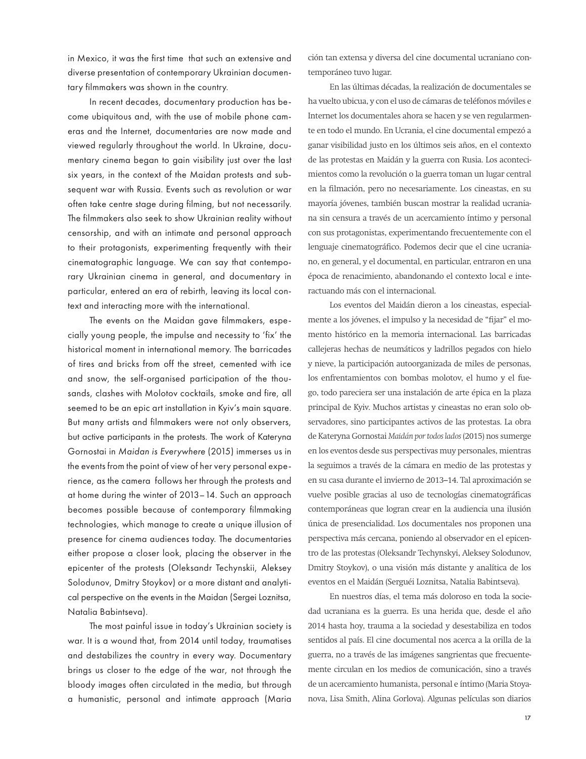in Mexico, it was the first time that such an extensive and diverse presentation of contemporary Ukrainian documentary filmmakers was shown in the country.

In recent decades, documentary production has become ubiquitous and, with the use of mobile phone cameras and the Internet, documentaries are now made and viewed regularly throughout the world. In Ukraine, documentary cinema began to gain visibility just over the last six years, in the context of the Maidan protests and subsequent war with Russia. Events such as revolution or war often take centre stage during filming, but not necessarily. The filmmakers also seek to show Ukrainian reality without censorship, and with an intimate and personal approach to their protagonists, experimenting frequently with their cinematographic language. We can say that contemporary Ukrainian cinema in general, and documentary in particular, entered an era of rebirth, leaving its local context and interacting more with the international.

The events on the Maidan gave filmmakers, especially young people, the impulse and necessity to 'fix' the historical moment in international memory. The barricades of tires and bricks from off the street, cemented with ice and snow, the self-organised participation of the thousands, clashes with Molotov cocktails, smoke and fire, all seemed to be an epic art installation in Kyiv's main square. But many artists and filmmakers were not only observers, but active participants in the protests. The work of Kateryna Gornostai in *Maidan is Everywhere* (2015) immerses us in the events from the point of view of her very personal experience, as the camera follows her through the protests and at home during the winter of 2013–14. Such an approach becomes possible because of contemporary filmmaking technologies, which manage to create a unique illusion of presence for cinema audiences today. The documentaries either propose a closer look, placing the observer in the epicenter of the protests (Oleksandr Techynskii, Aleksey Solodunov, Dmitry Stoykov) or a more distant and analytical perspective on the events in the Maidan (Sergei Loznitsa, Natalia Babintseva).

The most painful issue in today's Ukrainian society is war. It is a wound that, from 2014 until today, traumatises and destabilizes the country in every way. Documentary brings us closer to the edge of the war, not through the bloody images often circulated in the media, but through a humanistic, personal and intimate approach (Maria

ción tan extensa y diversa del cine documental ucraniano contemporáneo tuvo lugar.

En las últimas décadas, la realización de documentales se ha vuelto ubicua, y con el uso de cámaras de teléfonos móviles e Internet los documentales ahora se hacen y se ven regularmente en todo el mundo. En Ucrania, el cine documental empezó a ganar visibilidad justo en los últimos seis años, en el contexto de las protestas en Maidán y la guerra con Rusia. Los acontecimientos como la revolución o la guerra toman un lugar central en la filmación, pero no necesariamente. Los cineastas, en su mayoría jóvenes, también buscan mostrar la realidad ucraniana sin censura a través de un acercamiento íntimo y personal con sus protagonistas, experimentando frecuentemente con el lenguaje cinematográfico. Podemos decir que el cine ucraniano, en general, y el documental, en particular, entraron en una época de renacimiento, abandonando el contexto local e interactuando más con el internacional.

Los eventos del Maidán dieron a los cineastas, especialmente a los jóvenes, el impulso y la necesidad de "fijar" el momento histórico en la memoria internacional. Las barricadas callejeras hechas de neumáticos y ladrillos pegados con hielo y nieve, la participación autoorganizada de miles de personas, los enfrentamientos con bombas molotov, el humo y el fuego, todo pareciera ser una instalación de arte épica en la plaza principal de Kyiv. Muchos artistas y cineastas no eran solo observadores, sino participantes activos de las protestas. La obra de Kateryna Gornostai *Maidán por todos lados* (2015) nos sumerge en los eventos desde sus perspectivas muy personales, mientras la seguimos a través de la cámara en medio de las protestas y en su casa durante el invierno de 2013–14. Tal aproximación se vuelve posible gracias al uso de tecnologías cinematográficas contemporáneas que logran crear en la audiencia una ilusión única de presencialidad. Los documentales nos proponen una perspectiva más cercana, poniendo al observador en el epicentro de las protestas (Oleksandr Techynskyi, Aleksey Solodunov, Dmitry Stoykov), o una visión más distante y analítica de los eventos en el Maidán (Serguéi Loznitsa, Natalia Babintseva).

En nuestros días, el tema más doloroso en toda la sociedad ucraniana es la guerra. Es una herida que, desde el año 2014 hasta hoy, trauma a la sociedad y desestabiliza en todos sentidos al país. El cine documental nos acerca a la orilla de la guerra, no a través de las imágenes sangrientas que frecuentemente circulan en los medios de comunicación, sino a través de un acercamiento humanista, personal e íntimo (Maria Stoyanova, Lisa Smith, Alina Gorlova). Algunas películas son diarios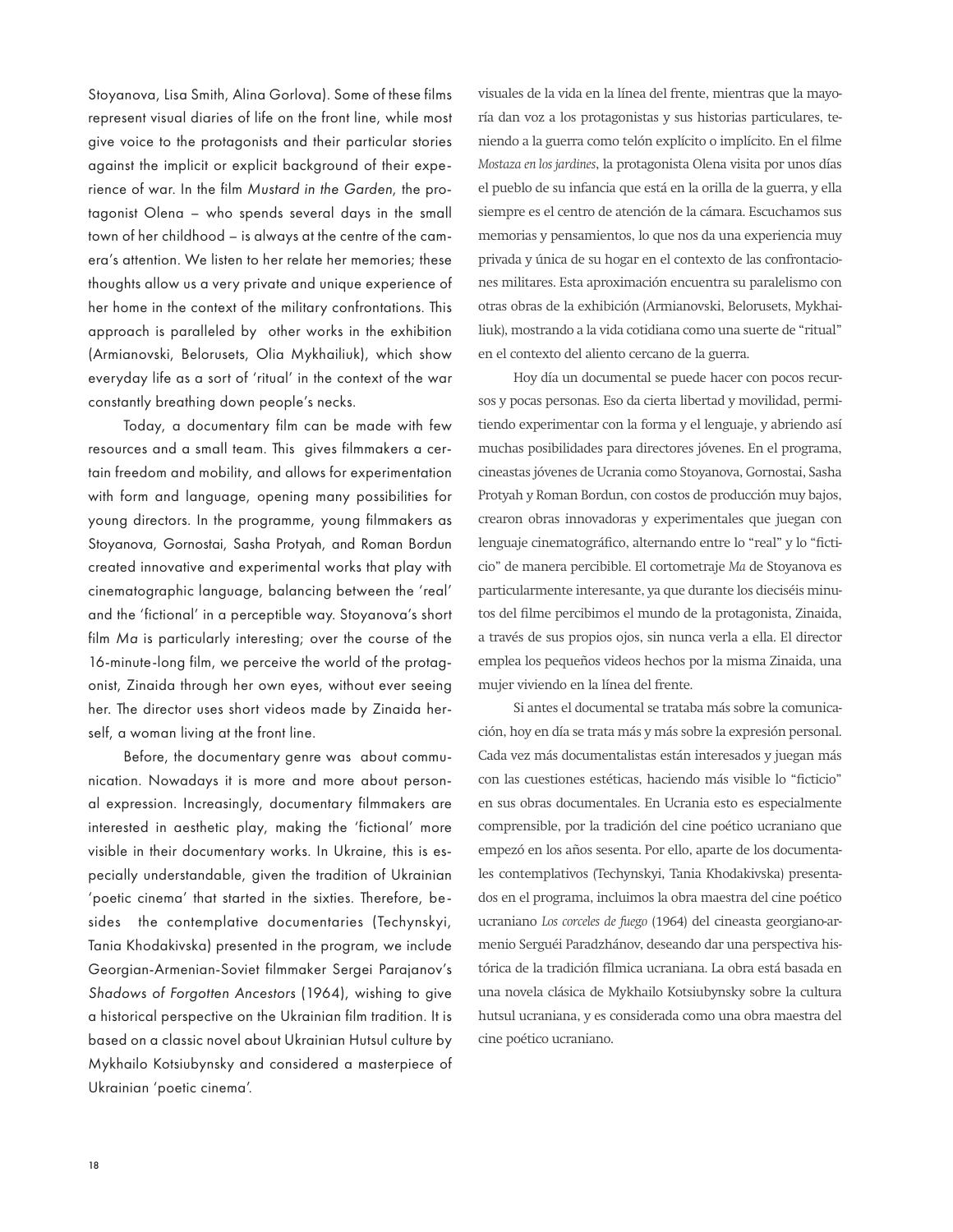Stoyanova, Lisa Smith, Alina Gorlova). Some of these films represent visual diaries of life on the front line, while most give voice to the protagonists and their particular stories against the implicit or explicit background of their experience of war. In the film *Mustard in the Garden*, the protagonist Olena – who spends several days in the small town of her childhood – is always at the centre of the camera's attention. We listen to her relate her memories; these thoughts allow us a very private and unique experience of her home in the context of the military confrontations. This approach is paralleled by other works in the exhibition (Armianovski, Belorusets, Olia Mykhailiuk), which show everyday life as a sort of 'ritual' in the context of the war constantly breathing down people's necks.

Today, a documentary film can be made with few resources and a small team. This gives filmmakers a certain freedom and mobility, and allows for experimentation with form and language, opening many possibilities for young directors. In the programme, young filmmakers as Stoyanova, Gornostai, Sasha Protyah, and Roman Bordun created innovative and experimental works that play with cinematographic language, balancing between the 'real' and the 'fictional' in a perceptible way. Stoyanova's short film *Ma* is particularly interesting; over the course of the 16-minute-long film, we perceive the world of the protagonist, Zinaida through her own eyes, without ever seeing her. The director uses short videos made by Zinaida herself, a woman living at the front line.

Before, the documentary genre was about communication. Nowadays it is more and more about personal expression. Increasingly, documentary filmmakers are interested in aesthetic play, making the 'fictional' more visible in their documentary works. In Ukraine, this is especially understandable, given the tradition of Ukrainian 'poetic cinema' that started in the sixties. Therefore, besides the contemplative documentaries (Techynskyi, Tania Khodakivska) presented in the program, we include Georgian-Armenian-Soviet filmmaker Sergei Parajanov's *Shadows of Forgotten Ancestors* (1964), wishing to give a historical perspective on the Ukrainian film tradition. It is based on a classic novel about Ukrainian Hutsul culture by Mykhailo Kotsiubynsky and considered a masterpiece of Ukrainian 'poetic cinema'.

visuales de la vida en la línea del frente, mientras que la mayoría dan voz a los protagonistas y sus historias particulares, teniendo a la guerra como telón explícito o implícito. En el filme *Mostaza en los jardines*, la protagonista Olena visita por unos días el pueblo de su infancia que está en la orilla de la guerra, y ella siempre es el centro de atención de la cámara. Escuchamos sus memorias y pensamientos, lo que nos da una experiencia muy privada y única de su hogar en el contexto de las confrontaciones militares. Esta aproximación encuentra su paralelismo con otras obras de la exhibición (Armianovski, Belorusets, Mykhailiuk), mostrando a la vida cotidiana como una suerte de "ritual" en el contexto del aliento cercano de la guerra.

Hoy día un documental se puede hacer con pocos recursos y pocas personas. Eso da cierta libertad y movilidad, permitiendo experimentar con la forma y el lenguaje, y abriendo así muchas posibilidades para directores jóvenes. En el programa, cineastas jóvenes de Ucrania como Stoyanova, Gornostai, Sasha Protyah y Roman Bordun, con costos de producción muy bajos, crearon obras innovadoras y experimentales que juegan con lenguaje cinematográfico, alternando entre lo "real" y lo "ficticio" de manera percibible. El cortometraje *Ma* de Stoyanova es particularmente interesante, ya que durante los dieciséis minutos del filme percibimos el mundo de la protagonista, Zinaida, a través de sus propios ojos, sin nunca verla a ella. El director emplea los pequeños videos hechos por la misma Zinaida, una mujer viviendo en la línea del frente.

Si antes el documental se trataba más sobre la comunicación, hoy en día se trata más y más sobre la expresión personal. Cada vez más documentalistas están interesados y juegan más con las cuestiones estéticas, haciendo más visible lo "ficticio" en sus obras documentales. En Ucrania esto es especialmente comprensible, por la tradición del cine poético ucraniano que empezó en los años sesenta. Por ello, aparte de los documentales contemplativos (Techynskyi, Tania Khodakivska) presentados en el programa, incluimos la obra maestra del cine poético ucraniano *Los corceles de fuego* (1964) del cineasta georgiano-armenio Serguéi Paradzhánov, deseando dar una perspectiva histórica de la tradición fílmica ucraniana. La obra está basada en una novela clásica de Mykhailo Kotsiubynsky sobre la cultura hutsul ucraniana, y es considerada como una obra maestra del cine poético ucraniano.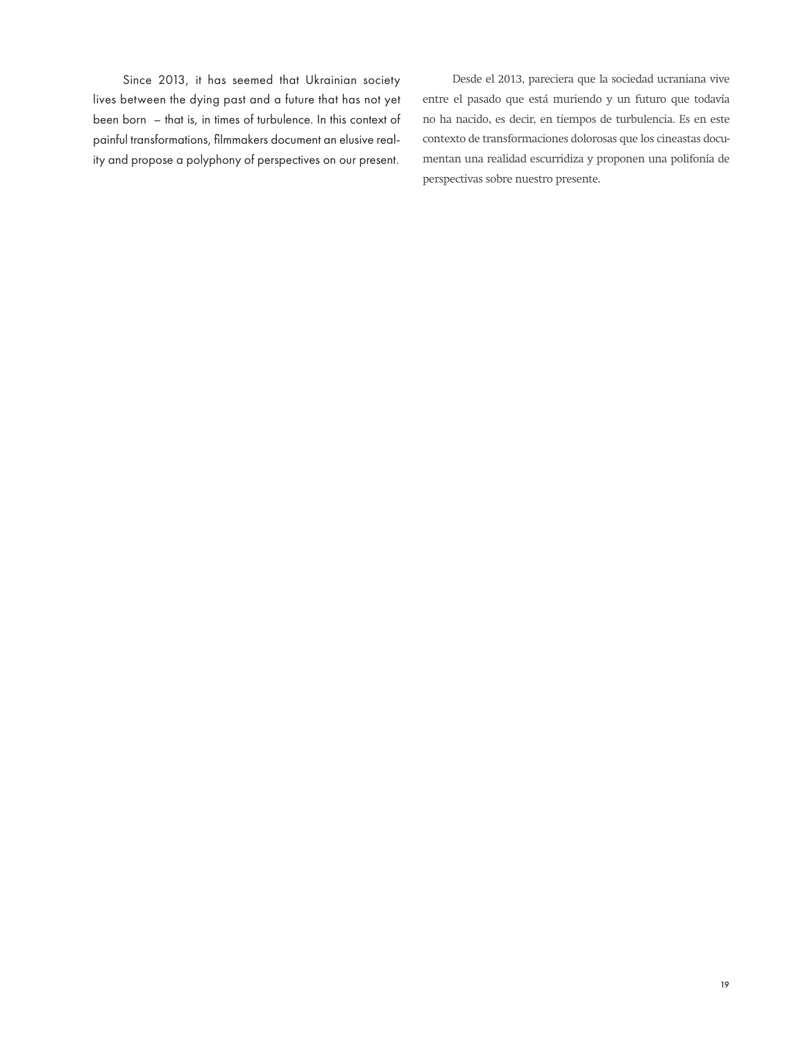Since 2013, it has seemed that Ukrainian society lives between the dying past and a future that has not yet been born – that is, in times of turbulence. In this context of painful transformations, filmmakers document an elusive reality and propose a polyphony of perspectives on our present.

Desde el 2013, pareciera que la sociedad ucraniana vive entre el pasado que está muriendo y un futuro que todavía no ha nacido, es decir, en tiempos de turbulencia. Es en este contexto de transformaciones dolorosas que los cineastas documentan una realidad escurridiza y proponen una polifonía de perspectivas sobre nuestro presente.